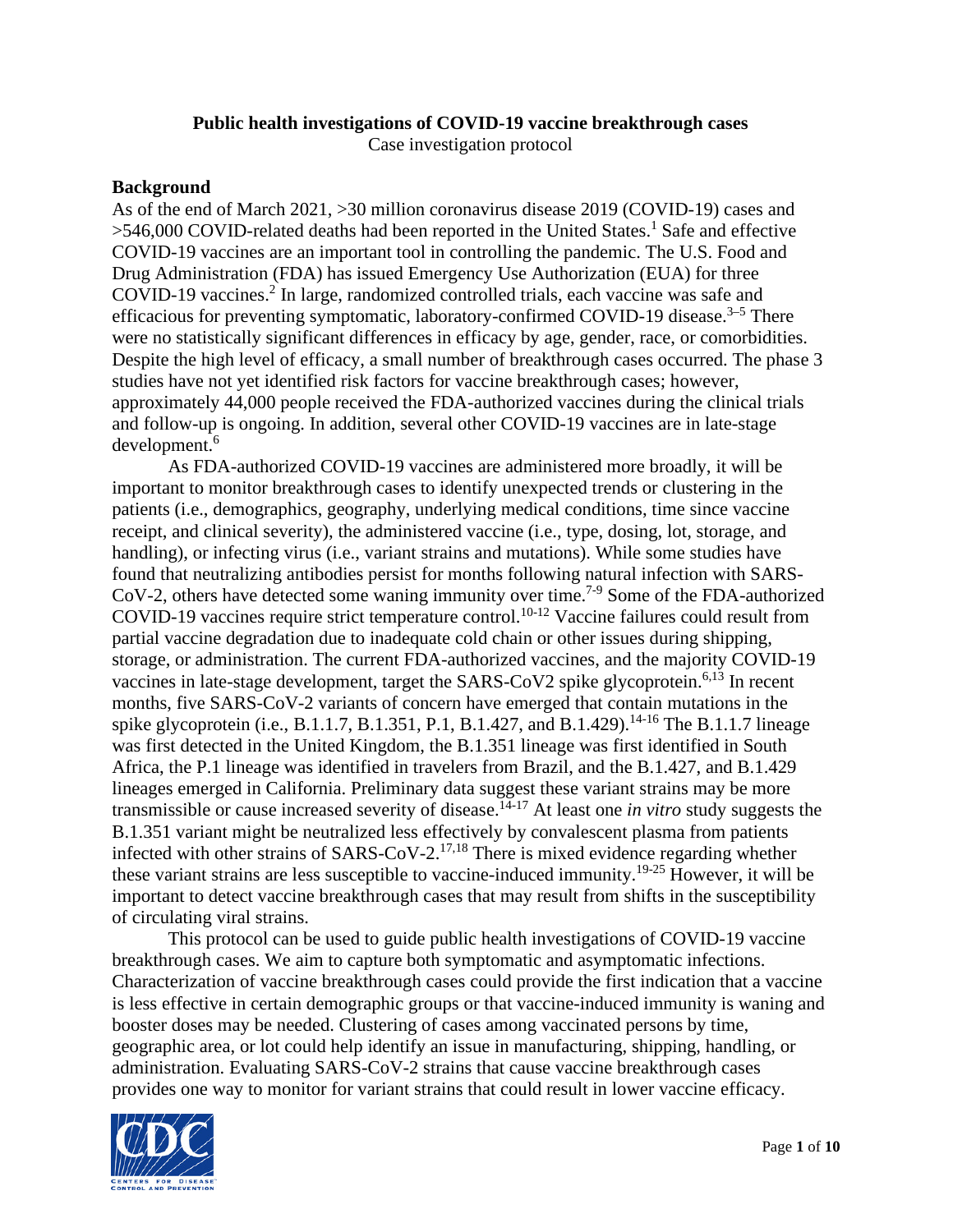**Public health investigations of COVID-19 vaccine breakthrough cases**

Case investigation protocol

## Background

As of the end of March 2021, >30 million coronavirus disease 2019 (COVID-19) cases and >546,000 COVID-related deaths had been reported in the United States.[1] Safe and effective COVID-19 vaccines are an important tool in controlling the pandemic. The U.S. Food and Drug Administration (FDA) has issued Emergency Use Authorization (EUA) for three COVID-19 vaccines.[2] In large, randomized controlled trials, each vaccine was safe and efficacious for preventing symptomatic, laboratory-confirmed COVID-19 disease.[3–5] There were no statistically significant differences in efficacy by age, gender, race, or comorbidities. Despite the high level of efficacy, a small number of breakthrough cases occurred. The phase 3 studies have not yet identified risk factors for vaccine breakthrough cases; however, approximately 44,000 people received the FDA-authorized vaccines during the clinical trials and follow-up is ongoing. In addition, several other COVID-19 vaccines are in late-stage development.[6]

As FDA-authorized COVID-19 vaccines are administered more broadly, it will be important to monitor breakthrough cases to identify unexpected trends or clustering in the patients (i.e., demographics, geography, underlying medical conditions, time since vaccine receipt, and clinical severity), the administered vaccine (i.e., type, dosing, lot, storage, and handling), or infecting virus (i.e., variant strains and mutations). While some studies have found that neutralizing antibodies persist for months following natural infection with SARS-CoV-2, others have detected some waning immunity over time.[7-9] Some of the FDA-authorized COVID-19 vaccines require strict temperature control.[10-12] Vaccine failures could result from partial vaccine degradation due to inadequate cold chain or other issues during shipping, storage, or administration. The current FDA-authorized vaccines, and the majority COVID-19 vaccines in late-stage development, target the SARS-CoV2 spike glycoprotein.[6,13] In recent months, five SARS-CoV-2 variants of concern have emerged that contain mutations in the spike glycoprotein (i.e., B.1.1.7, B.1.351, P.1, B.1.427, and B.1.429).[14-16] The B.1.1.7 lineage was first detected in the United Kingdom, the B.1.351 lineage was first identified in South Africa, the P.1 lineage was identified in travelers from Brazil, and the B.1.427, and B.1.429 lineages emerged in California. Preliminary data suggest these variant strains may be more transmissible or cause increased severity of disease.[14-17] At least one *in vitro* study suggests the B.1.351 variant might be neutralized less effectively by convalescent plasma from patients infected with other strains of SARS-CoV-2.[17,18] There is mixed evidence regarding whether these variant strains are less susceptible to vaccine-induced immunity.[19-25] However, it will be important to detect vaccine breakthrough cases that may result from shifts in the susceptibility of circulating viral strains.

This protocol can be used to guide public health investigations of COVID-19 vaccine breakthrough cases. We aim to capture both symptomatic and asymptomatic infections. Characterization of vaccine breakthrough cases could provide the first indication that a vaccine is less effective in certain demographic groups or that vaccine-induced immunity is waning and booster doses may be needed. Clustering of cases among vaccinated persons by time, geographic area, or lot could help identify an issue in manufacturing, shipping, handling, or administration. Evaluating SARS-CoV-2 strains that cause vaccine breakthrough cases provides one way to monitor for variant strains that could result in lower vaccine efficacy.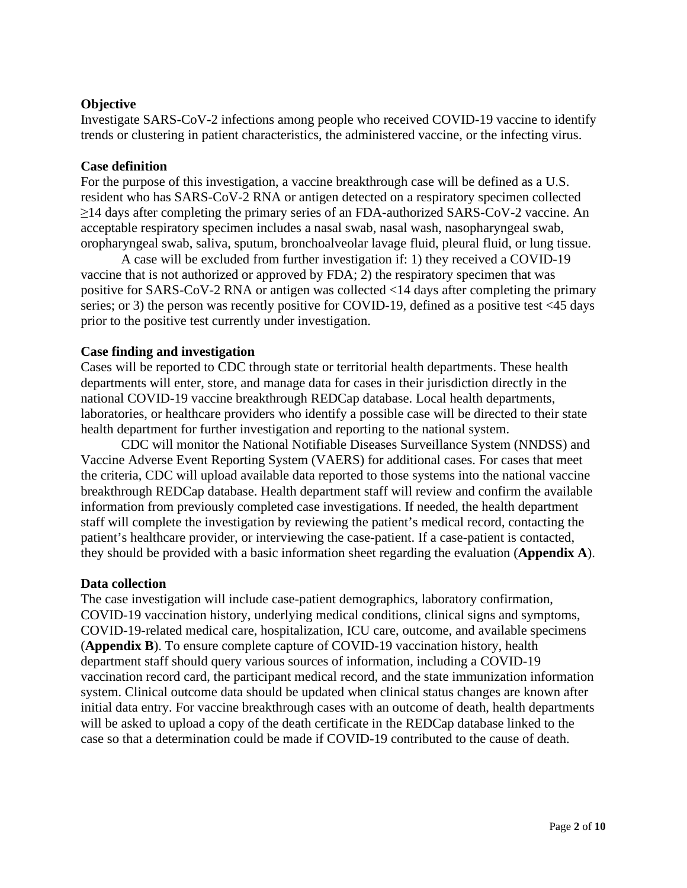**Objective**

Investigate SARS-CoV-2 infections among people who received COVID-19 vaccine to identify trends or clustering in patient characteristics, the administered vaccine, or the infecting virus.

**Case definition**

For the purpose of this investigation, a vaccine breakthrough case will be defined as a U.S. resident who has SARS-CoV-2 RNA or antigen detected on a respiratory specimen collected ≥14 days after completing the primary series of an FDA-authorized SARS-CoV-2 vaccine. An acceptable respiratory specimen includes a nasal swab, nasal wash, nasopharyngeal swab, oropharyngeal swab, saliva, sputum, bronchoalveolar lavage fluid, pleural fluid, or lung tissue.

A case will be excluded from further investigation if: 1) they received a COVID-19 vaccine that is not authorized or approved by FDA; 2) the respiratory specimen that was positive for SARS-CoV-2 RNA or antigen was collected <14 days after completing the primary series; or 3) the person was recently positive for COVID-19, defined as a positive test <45 days prior to the positive test currently under investigation.

**Case finding and investigation**

Cases will be reported to CDC through state or territorial health departments. These health departments will enter, store, and manage data for cases in their jurisdiction directly in the national COVID-19 vaccine breakthrough REDCap database. Local health departments, laboratories, or healthcare providers who identify a possible case will be directed to their state health department for further investigation and reporting to the national system.

CDC will monitor the National Notifiable Diseases Surveillance System (NNDSS) and Vaccine Adverse Event Reporting System (VAERS) for additional cases. For cases that meet the criteria, CDC will upload available data reported to those systems into the national vaccine breakthrough REDCap database. Health department staff will review and confirm the available information from previously completed case investigations. If needed, the health department staff will complete the investigation by reviewing the patient's medical record, contacting the patient's healthcare provider, or interviewing the case-patient. If a case-patient is contacted, they should be provided with a basic information sheet regarding the evaluation (**Appendix A**).

**Data collection**

The case investigation will include case-patient demographics, laboratory confirmation, COVID-19 vaccination history, underlying medical conditions, clinical signs and symptoms, COVID-19-related medical care, hospitalization, ICU care, outcome, and available specimens (**Appendix B**). To ensure complete capture of COVID-19 vaccination history, health department staff should query various sources of information, including a COVID-19 vaccination record card, the participant medical record, and the state immunization information system. Clinical outcome data should be updated when clinical status changes are known after initial data entry. For vaccine breakthrough cases with an outcome of death, health departments will be asked to upload a copy of the death certificate in the REDCap database linked to the case so that a determination could be made if COVID-19 contributed to the cause of death.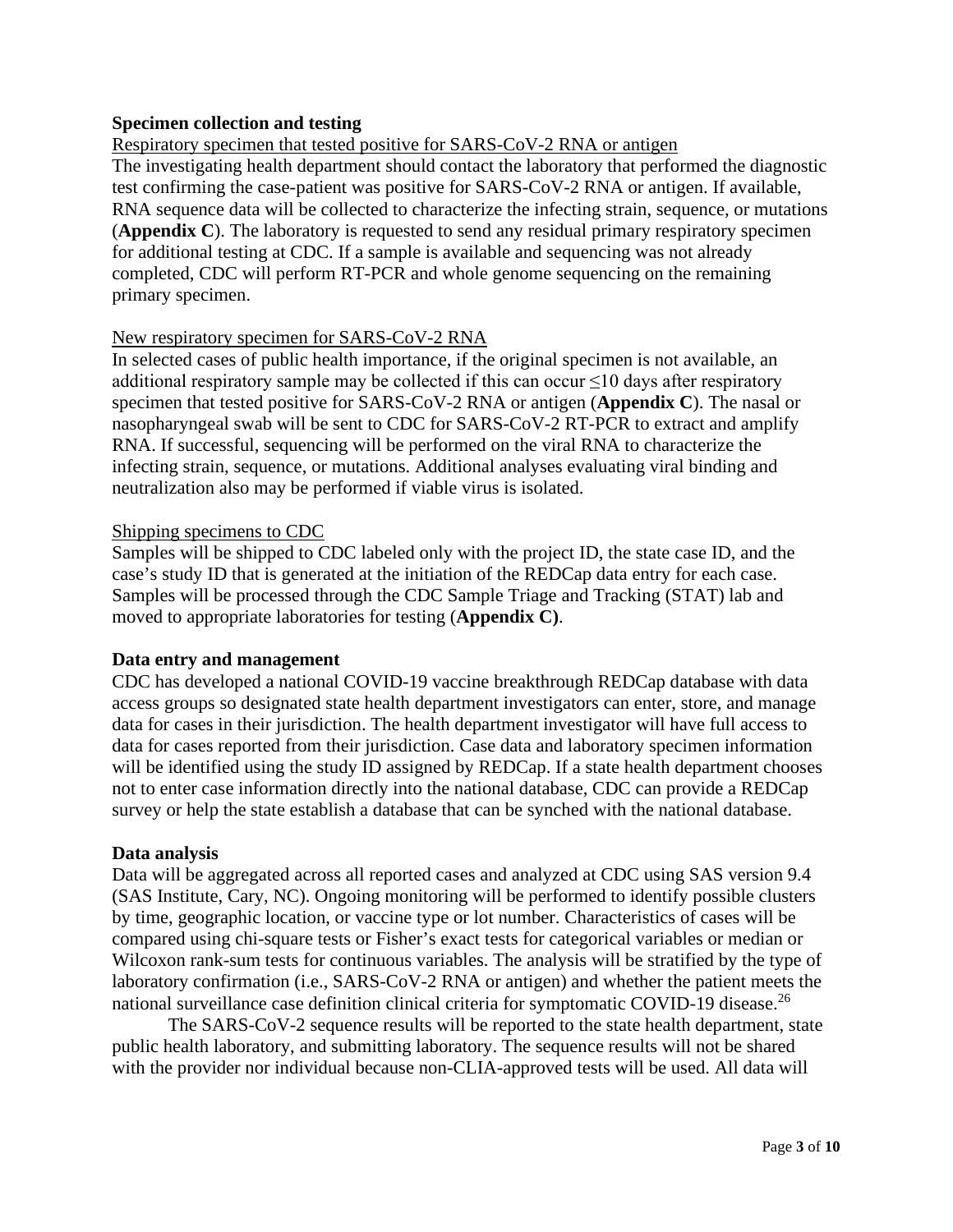**Specimen collection and testing**

Respiratory specimen that tested positive for SARS-CoV-2 RNA or antigen

The investigating health department should contact the laboratory that performed the diagnostic test confirming the case-patient was positive for SARS-CoV-2 RNA or antigen. If available, RNA sequence data will be collected to characterize the infecting strain, sequence, or mutations (**Appendix C**). The laboratory is requested to send any residual primary respiratory specimen for additional testing at CDC. If a sample is available and sequencing was not already completed, CDC will perform RT-PCR and whole genome sequencing on the remaining primary specimen.

New respiratory specimen for SARS-CoV-2 RNA

In selected cases of public health importance, if the original specimen is not available, an additional respiratory sample may be collected if this can occur $\leq$10 days after respiratory specimen that tested positive for SARS-CoV-2 RNA or antigen (**Appendix C**). The nasal or nasopharyngeal swab will be sent to CDC for SARS-CoV-2 RT-PCR to extract and amplify RNA. If successful, sequencing will be performed on the viral RNA to characterize the infecting strain, sequence, or mutations. Additional analyses evaluating viral binding and neutralization also may be performed if viable virus is isolated.

Shipping specimens to CDC

Samples will be shipped to CDC labeled only with the project ID, the state case ID, and the case's study ID that is generated at the initiation of the REDCap data entry for each case. Samples will be processed through the CDC Sample Triage and Tracking (STAT) lab and moved to appropriate laboratories for testing (**Appendix C)**.

**Data entry and management**

CDC has developed a national COVID-19 vaccine breakthrough REDCap database with data access groups so designated state health department investigators can enter, store, and manage data for cases in their jurisdiction. The health department investigator will have full access to data for cases reported from their jurisdiction. Case data and laboratory specimen information will be identified using the study ID assigned by REDCap. If a state health department chooses not to enter case information directly into the national database, CDC can provide a REDCap survey or help the state establish a database that can be synched with the national database.

**Data analysis**

Data will be aggregated across all reported cases and analyzed at CDC using SAS version 9.4 (SAS Institute, Cary, NC). Ongoing monitoring will be performed to identify possible clusters by time, geographic location, or vaccine type or lot number. Characteristics of cases will be compared using chi-square tests or Fisher's exact tests for categorical variables or median or Wilcoxon rank-sum tests for continuous variables. The analysis will be stratified by the type of laboratory confirmation (i.e., SARS-CoV-2 RNA or antigen) and whether the patient meets the national surveillance case definition clinical criteria for symptomatic COVID-19 disease.[26]

The SARS-CoV-2 sequence results will be reported to the state health department, state public health laboratory, and submitting laboratory. The sequence results will not be shared with the provider nor individual because non-CLIA-approved tests will be used. All data will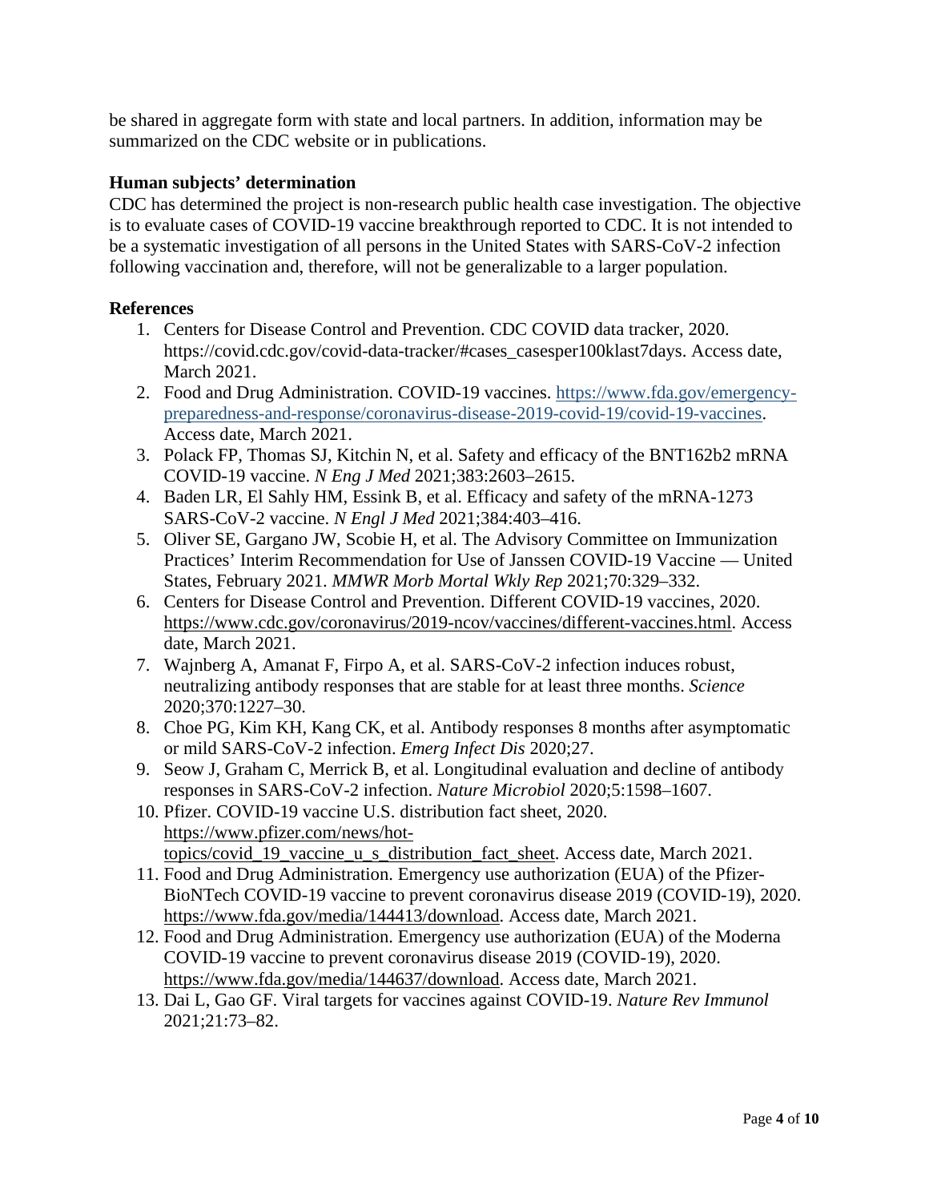be shared in aggregate form with state and local partners. In addition, information may be summarized on the CDC website or in publications.

**Human subjects' determination**

CDC has determined the project is non-research public health case investigation. The objective is to evaluate cases of COVID-19 vaccine breakthrough reported to CDC. It is not intended to be a systematic investigation of all persons in the United States with SARS-CoV-2 infection following vaccination and, therefore, will not be generalizable to a larger population.

**References**

1. Centers for Disease Control and Prevention. CDC COVID data tracker, 2020. https://covid.cdc.gov/covid-data-tracker/#cases_casesper100klast7days. Access date, March 2021.
2. Food and Drug Administration. COVID-19 vaccines. https://www.fda.gov/emergency-preparedness-and-response/coronavirus-disease-2019-covid-19/covid-19-vaccines. Access date, March 2021.
3. Polack FP, Thomas SJ, Kitchin N, et al. Safety and efficacy of the BNT162b2 mRNA COVID-19 vaccine. *N Eng J Med* 2021;383:2603–2615.
4. Baden LR, El Sahly HM, Essink B, et al. Efficacy and safety of the mRNA-1273 SARS-CoV-2 vaccine. *N Engl J Med* 2021;384:403–416.
5. Oliver SE, Gargano JW, Scobie H, et al. The Advisory Committee on Immunization Practices' Interim Recommendation for Use of Janssen COVID-19 Vaccine — United States, February 2021. *MMWR Morb Mortal Wkly Rep* 2021;70:329–332.
6. Centers for Disease Control and Prevention. Different COVID-19 vaccines, 2020. https://www.cdc.gov/coronavirus/2019-ncov/vaccines/different-vaccines.html. Access date, March 2021.
7. Wajnberg A, Amanat F, Firpo A, et al. SARS-CoV-2 infection induces robust, neutralizing antibody responses that are stable for at least three months. *Science* 2020;370:1227–30.
8. Choe PG, Kim KH, Kang CK, et al. Antibody responses 8 months after asymptomatic or mild SARS-CoV-2 infection. *Emerg Infect Dis* 2020;27.
9. Seow J, Graham C, Merrick B, et al. Longitudinal evaluation and decline of antibody responses in SARS-CoV-2 infection. *Nature Microbiol* 2020;5:1598–1607.
10. Pfizer. COVID-19 vaccine U.S. distribution fact sheet, 2020. https://www.pfizer.com/news/hot-topics/covid_19_vaccine_u_s_distribution_fact_sheet. Access date, March 2021.
11. Food and Drug Administration. Emergency use authorization (EUA) of the Pfizer-BioNTech COVID-19 vaccine to prevent coronavirus disease 2019 (COVID-19), 2020. https://www.fda.gov/media/144413/download. Access date, March 2021.
12. Food and Drug Administration. Emergency use authorization (EUA) of the Moderna COVID-19 vaccine to prevent coronavirus disease 2019 (COVID-19), 2020. https://www.fda.gov/media/144637/download. Access date, March 2021.
13. Dai L, Gao GF. Viral targets for vaccines against COVID-19. *Nature Rev Immunol* 2021;21:73–82.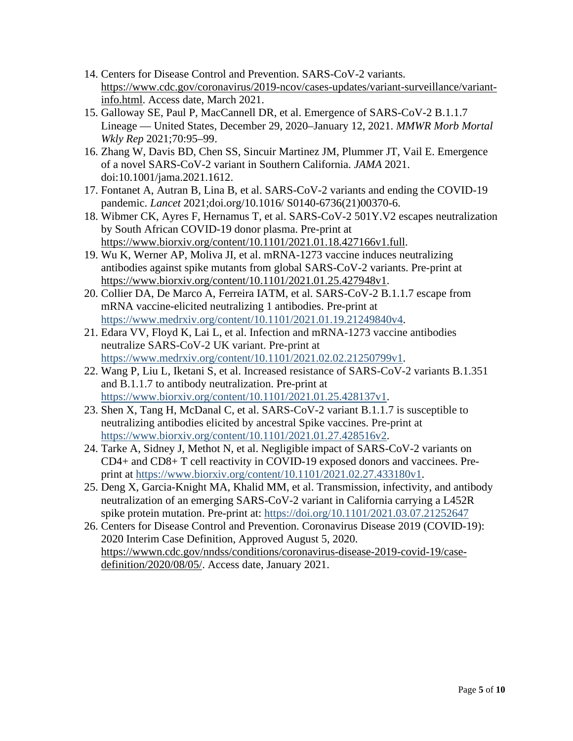14. Centers for Disease Control and Prevention. SARS-CoV-2 variants. https://www.cdc.gov/coronavirus/2019-ncov/cases-updates/variant-surveillance/variant-info.html. Access date, March 2021.
15. Galloway SE, Paul P, MacCannell DR, et al. Emergence of SARS-CoV-2 B.1.1.7 Lineage — United States, December 29, 2020–January 12, 2021. *MMWR Morb Mortal Wkly Rep* 2021;70:95–99.
16. Zhang W, Davis BD, Chen SS, Sincuir Martinez JM, Plummer JT, Vail E. Emergence of a novel SARS-CoV-2 variant in Southern California. *JAMA* 2021. doi:10.1001/jama.2021.1612.
17. Fontanet A, Autran B, Lina B, et al. SARS-CoV-2 variants and ending the COVID-19 pandemic. *Lancet* 2021;doi.org/10.1016/ S0140-6736(21)00370-6.
18. Wibmer CK, Ayres F, Hernamus T, et al. SARS-CoV-2 501Y.V2 escapes neutralization by South African COVID-19 donor plasma. Pre-print at https://www.biorxiv.org/content/10.1101/2021.01.18.427166v1.full.
19. Wu K, Werner AP, Moliva JI, et al. mRNA-1273 vaccine induces neutralizing antibodies against spike mutants from global SARS-CoV-2 variants. Pre-print at https://www.biorxiv.org/content/10.1101/2021.01.25.427948v1.
20. Collier DA, De Marco A, Ferreira IATM, et al. SARS-CoV-2 B.1.1.7 escape from mRNA vaccine-elicited neutralizing 1 antibodies. Pre-print at https://www.medrxiv.org/content/10.1101/2021.01.19.21249840v4.
21. Edara VV, Floyd K, Lai L, et al. Infection and mRNA-1273 vaccine antibodies neutralize SARS-CoV-2 UK variant. Pre-print at https://www.medrxiv.org/content/10.1101/2021.02.02.21250799v1.
22. Wang P, Liu L, Iketani S, et al. Increased resistance of SARS-CoV-2 variants B.1.351 and B.1.1.7 to antibody neutralization. Pre-print at https://www.biorxiv.org/content/10.1101/2021.01.25.428137v1.
23. Shen X, Tang H, McDanal C, et al. SARS-CoV-2 variant B.1.1.7 is susceptible to neutralizing antibodies elicited by ancestral Spike vaccines. Pre-print at https://www.biorxiv.org/content/10.1101/2021.01.27.428516v2.
24. Tarke A, Sidney J, Methot N, et al. Negligible impact of SARS-CoV-2 variants on CD4+ and CD8+ T cell reactivity in COVID-19 exposed donors and vaccinees. Pre-print at https://www.biorxiv.org/content/10.1101/2021.02.27.433180v1.
25. Deng X, Garcia-Knight MA, Khalid MM, et al. Transmission, infectivity, and antibody neutralization of an emerging SARS-CoV-2 variant in California carrying a L452R spike protein mutation. Pre-print at: https://doi.org/10.1101/2021.03.07.21252647
26. Centers for Disease Control and Prevention. Coronavirus Disease 2019 (COVID-19): 2020 Interim Case Definition, Approved August 5, 2020. https://wwwn.cdc.gov/nndss/conditions/coronavirus-disease-2019-covid-19/case-definition/2020/08/05/. Access date, January 2021.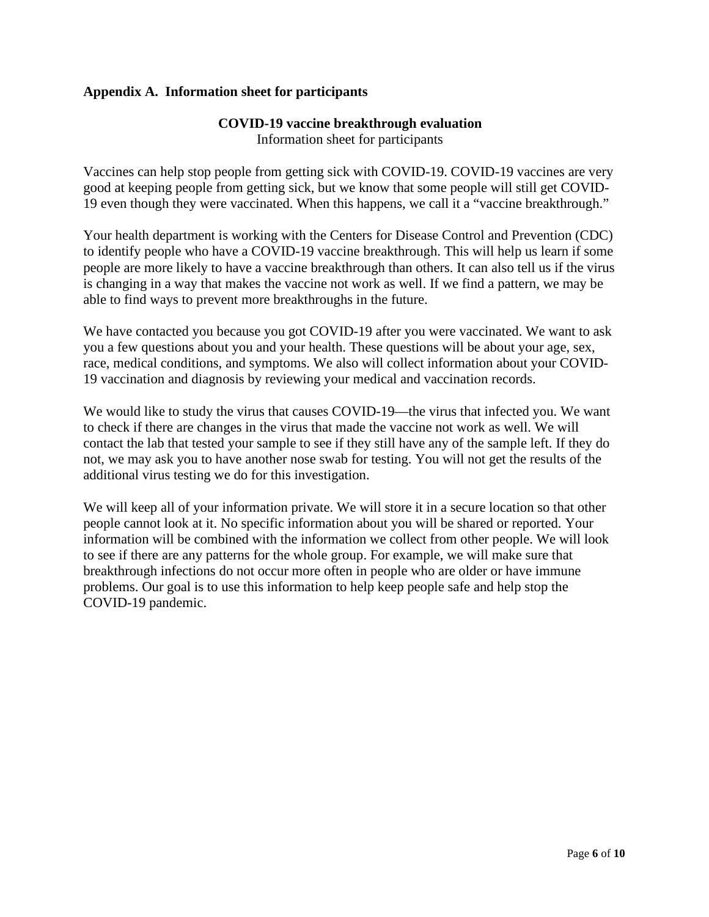## Appendix A. Information sheet for participants

**COVID-19 vaccine breakthrough evaluation**

Information sheet for participants

Vaccines can help stop people from getting sick with COVID-19. COVID-19 vaccines are very good at keeping people from getting sick, but we know that some people will still get COVID-19 even though they were vaccinated. When this happens, we call it a “vaccine breakthrough.”

Your health department is working with the Centers for Disease Control and Prevention (CDC) to identify people who have a COVID-19 vaccine breakthrough. This will help us learn if some people are more likely to have a vaccine breakthrough than others. It can also tell us if the virus is changing in a way that makes the vaccine not work as well. If we find a pattern, we may be able to find ways to prevent more breakthroughs in the future.

We have contacted you because you got COVID-19 after you were vaccinated. We want to ask you a few questions about you and your health. These questions will be about your age, sex, race, medical conditions, and symptoms. We also will collect information about your COVID-19 vaccination and diagnosis by reviewing your medical and vaccination records.

We would like to study the virus that causes COVID-19—the virus that infected you. We want to check if there are changes in the virus that made the vaccine not work as well. We will contact the lab that tested your sample to see if they still have any of the sample left. If they do not, we may ask you to have another nose swab for testing. You will not get the results of the additional virus testing we do for this investigation.

We will keep all of your information private. We will store it in a secure location so that other people cannot look at it. No specific information about you will be shared or reported. Your information will be combined with the information we collect from other people. We will look to see if there are any patterns for the whole group. For example, we will make sure that breakthrough infections do not occur more often in people who are older or have immune problems. Our goal is to use this information to help keep people safe and help stop the COVID-19 pandemic.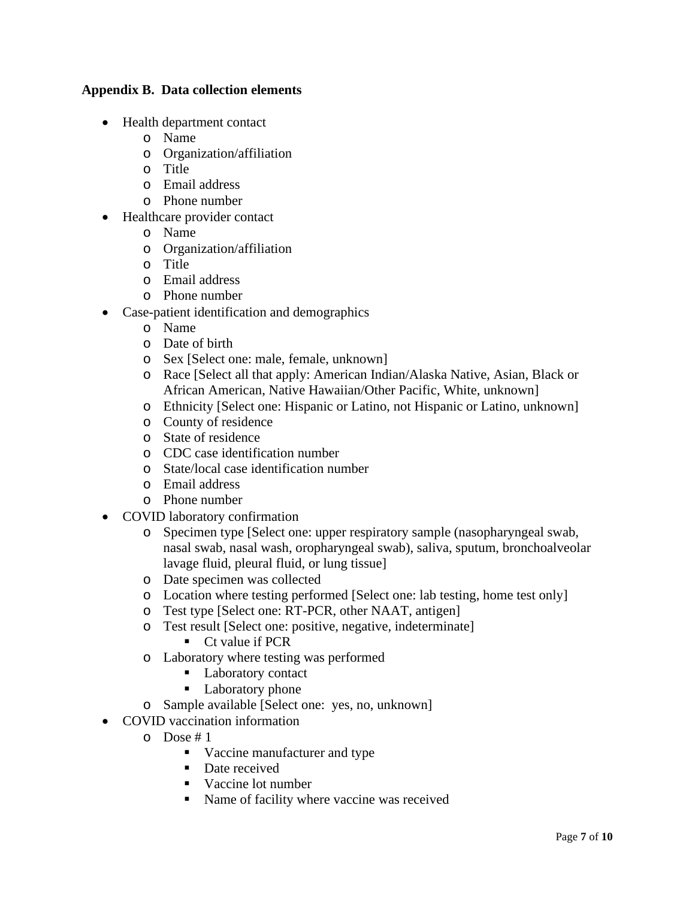**Appendix B. Data collection elements**

- Health department contact
  - Name
  - Organization/affiliation
  - Title
  - Email address
  - Phone number
- Healthcare provider contact
  - Name
  - Organization/affiliation
  - Title
  - Email address
  - Phone number
- Case-patient identification and demographics
  - Name
  - Date of birth
  - Sex [Select one: male, female, unknown]
  - Race [Select all that apply: American Indian/Alaska Native, Asian, Black or African American, Native Hawaiian/Other Pacific, White, unknown]
  - Ethnicity [Select one: Hispanic or Latino, not Hispanic or Latino, unknown]
  - County of residence
  - State of residence
  - CDC case identification number
  - State/local case identification number
  - Email address
  - Phone number
- COVID laboratory confirmation
  - Specimen type [Select one: upper respiratory sample (nasopharyngeal swab, nasal swab, nasal wash, oropharyngeal swab), saliva, sputum, bronchoalveolar lavage fluid, pleural fluid, or lung tissue]
  - Date specimen was collected
  - Location where testing performed [Select one: lab testing, home test only]
  - Test type [Select one: RT-PCR, other NAAT, antigen]
  - Test result [Select one: positive, negative, indeterminate]
    - Ct value if PCR
  - Laboratory where testing was performed
    - Laboratory contact
    - Laboratory phone
  - Sample available [Select one: yes, no, unknown]
- COVID vaccination information
  - Dose # 1
    - Vaccine manufacturer and type
    - Date received
    - Vaccine lot number
    - Name of facility where vaccine was received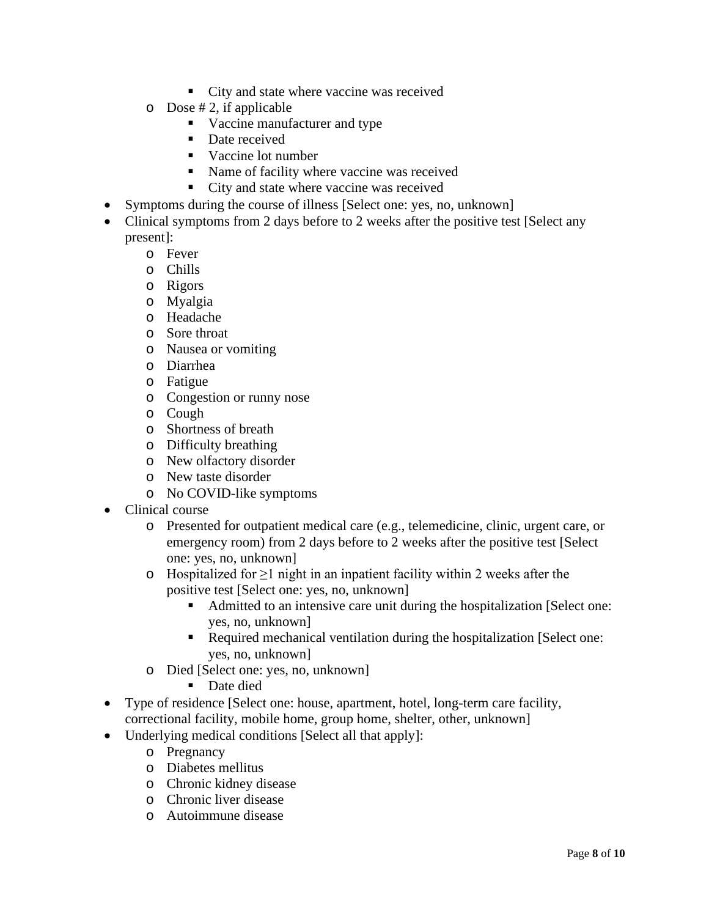- City and state where vaccine was received
    - Dose # 2, if applicable
        - Vaccine manufacturer and type
        - Date received
        - Vaccine lot number
        - Name of facility where vaccine was received
        - City and state where vaccine was received
- Symptoms during the course of illness [Select one: yes, no, unknown]
- Clinical symptoms from 2 days before to 2 weeks after the positive test [Select any present]:
    - Fever
    - Chills
    - Rigors
    - Myalgia
    - Headache
    - Sore throat
    - Nausea or vomiting
    - Diarrhea
    - Fatigue
    - Congestion or runny nose
    - Cough
    - Shortness of breath
    - Difficulty breathing
    - New olfactory disorder
    - New taste disorder
    - No COVID-like symptoms
- Clinical course
    - Presented for outpatient medical care (e.g., telemedicine, clinic, urgent care, or emergency room) from 2 days before to 2 weeks after the positive test [Select one: yes, no, unknown]
    - Hospitalized for ≥1 night in an inpatient facility within 2 weeks after the positive test [Select one: yes, no, unknown]
        - Admitted to an intensive care unit during the hospitalization [Select one: yes, no, unknown]
        - Required mechanical ventilation during the hospitalization [Select one: yes, no, unknown]
    - Died [Select one: yes, no, unknown]
        - Date died
- Type of residence [Select one: house, apartment, hotel, long-term care facility, correctional facility, mobile home, group home, shelter, other, unknown]
- Underlying medical conditions [Select all that apply]:
    - Pregnancy
    - Diabetes mellitus
    - Chronic kidney disease
    - Chronic liver disease
    - Autoimmune disease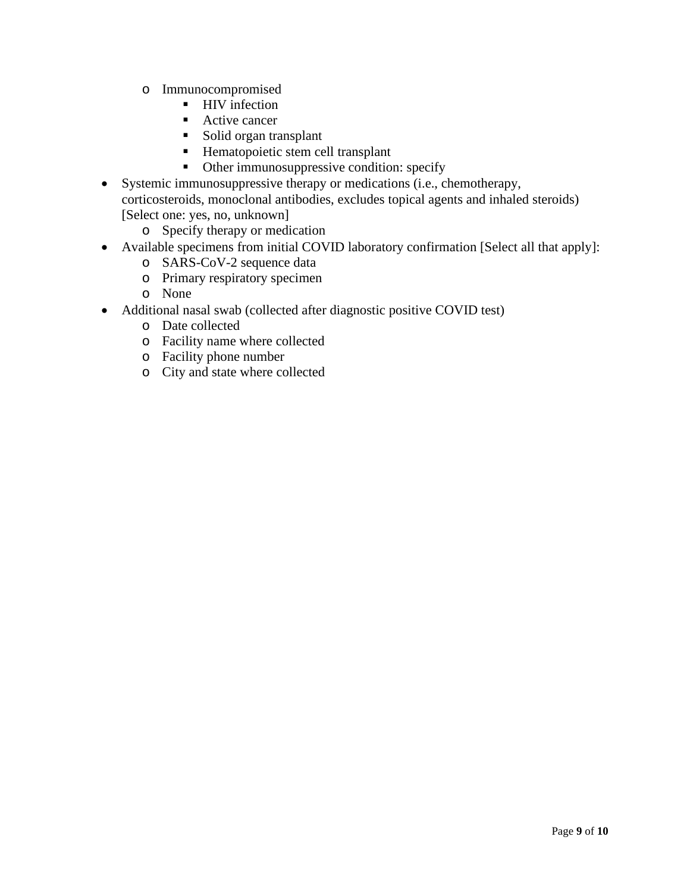- Immunocompromised
        - HIV infection
        - Active cancer
        - Solid organ transplant
        - Hematopoietic stem cell transplant
        - Other immunosuppressive condition: specify
- Systemic immunosuppressive therapy or medications (i.e., chemotherapy, corticosteroids, monoclonal antibodies, excludes topical agents and inhaled steroids) [Select one: yes, no, unknown]
    - Specify therapy or medication
- Available specimens from initial COVID laboratory confirmation [Select all that apply]:
    - SARS-CoV-2 sequence data
    - Primary respiratory specimen
    - None
- Additional nasal swab (collected after diagnostic positive COVID test)
    - Date collected
    - Facility name where collected
    - Facility phone number
    - City and state where collected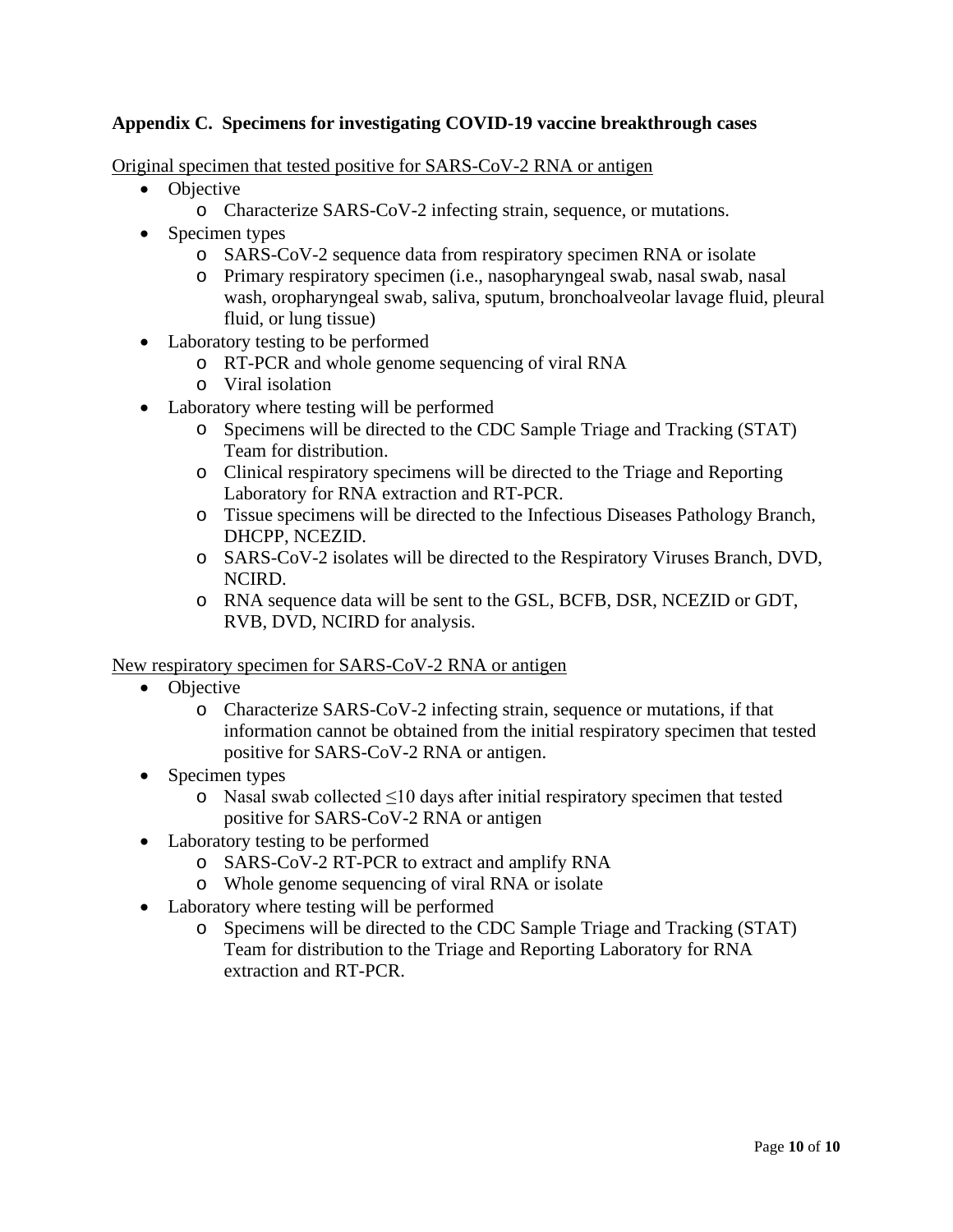## Appendix C. Specimens for investigating COVID-19 vaccine breakthrough cases

<u>Original specimen that tested positive for SARS-CoV-2 RNA or antigen</u>

- Objective
    - Characterize SARS-CoV-2 infecting strain, sequence, or mutations.
- Specimen types
    - SARS-CoV-2 sequence data from respiratory specimen RNA or isolate
    - Primary respiratory specimen (i.e., nasopharyngeal swab, nasal swab, nasal wash, oropharyngeal swab, saliva, sputum, bronchoalveolar lavage fluid, pleural fluid, or lung tissue)
- Laboratory testing to be performed
    - RT-PCR and whole genome sequencing of viral RNA
    - Viral isolation
- Laboratory where testing will be performed
    - Specimens will be directed to the CDC Sample Triage and Tracking (STAT) Team for distribution.
    - Clinical respiratory specimens will be directed to the Triage and Reporting Laboratory for RNA extraction and RT-PCR.
    - Tissue specimens will be directed to the Infectious Diseases Pathology Branch, DHCPP, NCEZID.
    - SARS-CoV-2 isolates will be directed to the Respiratory Viruses Branch, DVD, NCIRD.
    - RNA sequence data will be sent to the GSL, BCFB, DSR, NCEZID or GDT, RVB, DVD, NCIRD for analysis.

<u>New respiratory specimen for SARS-CoV-2 RNA or antigen</u>

- Objective
    - Characterize SARS-CoV-2 infecting strain, sequence or mutations, if that information cannot be obtained from the initial respiratory specimen that tested positive for SARS-CoV-2 RNA or antigen.
- Specimen types
    - Nasal swab collected ≤10 days after initial respiratory specimen that tested positive for SARS-CoV-2 RNA or antigen
- Laboratory testing to be performed
    - SARS-CoV-2 RT-PCR to extract and amplify RNA
    - Whole genome sequencing of viral RNA or isolate
- Laboratory where testing will be performed
    - Specimens will be directed to the CDC Sample Triage and Tracking (STAT) Team for distribution to the Triage and Reporting Laboratory for RNA extraction and RT-PCR.